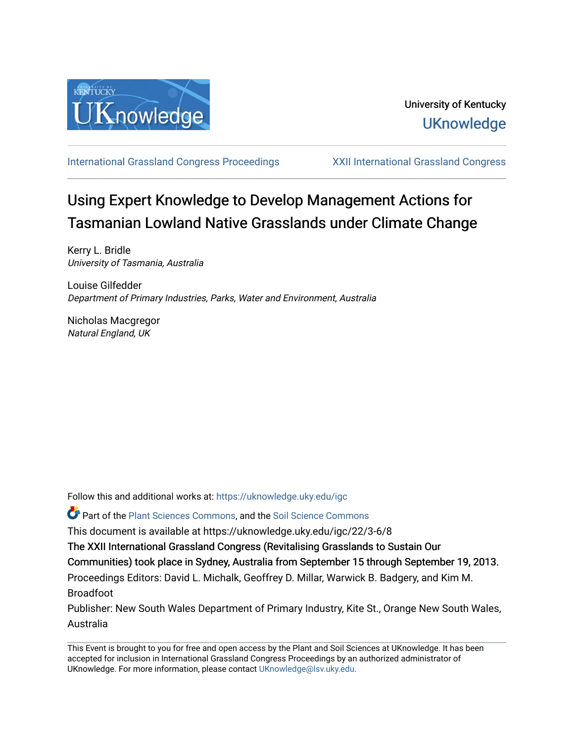University of Kentucky

UKnowledge

International Grassland Congress Proceedings | XXII International Grassland Congress

# Using Expert Knowledge to Develop Management Actions for Tasmanian Lowland Native Grasslands under Climate Change

Kerry L. Bridle
*University of Tasmania, Australia*

Louise Gilfedder
*Department of Primary Industries, Parks, Water and Environment, Australia*

Nicholas Macgregor
*Natural England, UK*

Follow this and additional works at: https://uknowledge.uky.edu/igc

Part of the Plant Sciences Commons, and the Soil Science Commons

This document is available at https://uknowledge.uky.edu/igc/22/3-6/8

The XXII International Grassland Congress (Revitalising Grasslands to Sustain Our Communities) took place in Sydney, Australia from September 15 through September 19, 2013.

Proceedings Editors: David L. Michalk, Geoffrey D. Millar, Warwick B. Badgery, and Kim M. Broadfoot

Publisher: New South Wales Department of Primary Industry, Kite St., Orange New South Wales, Australia

This Event is brought to you for free and open access by the Plant and Soil Sciences at UKnowledge. It has been accepted for inclusion in International Grassland Congress Proceedings by an authorized administrator of UKnowledge. For more information, please contact UKnowledge@lsv.uky.edu.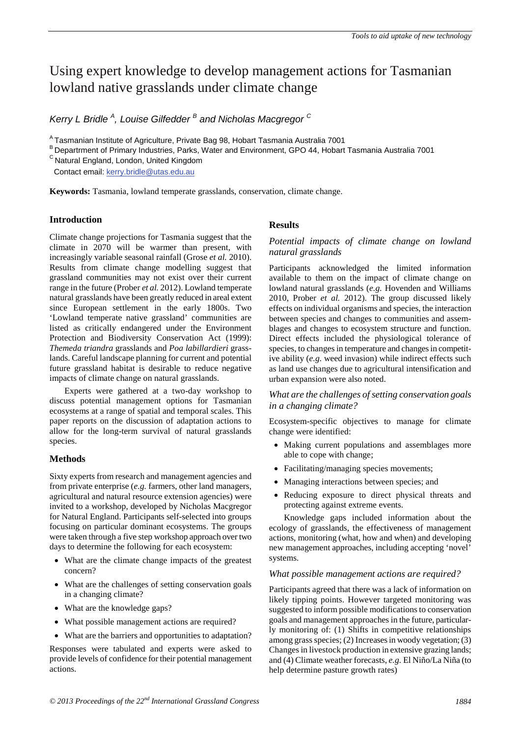# Using expert knowledge to develop management actions for Tasmanian lowland native grasslands under climate change

*Kerry L Bridle* [A], *Louise Gilfedder* [B] *and Nicholas Macgregor* [C]

[A] Tasmanian Institute of Agriculture, Private Bag 98, Hobart Tasmania Australia 7001
[B] Departrment of Primary Industries, Parks, Water and Environment, GPO 44, Hobart Tasmania Australia 7001
[C] Natural England, London, United Kingdom
Contact email: kerry.bridle@utas.edu.au

**Keywords:** Tasmania, lowland temperate grasslands, conservation, climate change.

## Introduction

Climate change projections for Tasmania suggest that the climate in 2070 will be warmer than present, with increasingly variable seasonal rainfall (Grose *et al.* 2010). Results from climate change modelling suggest that grassland communities may not exist over their current range in the future (Prober *et al.* 2012). Lowland temperate natural grasslands have been greatly reduced in areal extent since European settlement in the early 1800s. Two 'Lowland temperate native grassland' communities are listed as critically endangered under the Environment Protection and Biodiversity Conservation Act (1999): *Themeda triandra* grasslands and *Poa labillardieri* grasslands. Careful landscape planning for current and potential future grassland habitat is desirable to reduce negative impacts of climate change on natural grasslands.

Experts were gathered at a two-day workshop to discuss potential management options for Tasmanian grassland ecosystems at a range of spatial and temporal scales. This paper reports on the discussion of adaptation actions to allow for the long-term survival of natural grasslands species.

## Methods

Sixty experts from research and management agencies and from private enterprise (*e.g.* farmers, other land managers, agricultural and natural resource extension agencies) were invited to a workshop, developed by Nicholas Macgregor for Natural England. Participants self-selected into groups focusing on particular dominant ecosystems. The groups were taken through a five step workshop approach over two days to determine the following for each ecosystem:

- What are the climate change impacts of the greatest concern?
- What are the challenges of setting conservation goals in a changing climate?
- What are the knowledge gaps?
- What possible management actions are required?
- What are the barriers and opportunities to adaptation?

Responses were tabulated and experts were asked to provide levels of confidence for their potential management actions.

## Results

### *Potential impacts of climate change on lowland natural grasslands*

Participants acknowledged the limited information available to them on the impact of climate change on lowland natural grasslands (*e.g.* Hovenden and Williams 2010, Prober *et al.* 2012). The group discussed likely effects on individual organisms and species, the interaction between species and changes to communities and assemblages and changes to ecosystem structure and function. Direct effects included the physiological tolerance of species, to changes in temperature and changes in competitive ability (*e.g.* weed invasion) while indirect effects such as land use changes due to agricultural intensification and urban expansion were also noted.

### *What are the challenges of setting conservation goals in a changing climate?*

Ecosystem-specific objectives to manage for climate change were identified:

- Making current populations and assemblages more able to cope with change;
- Facilitating/managing species movements;
- Managing interactions between species; and
- Reducing exposure to direct physical threats and protecting against extreme events.

Knowledge gaps included information about the ecology of grasslands, the effectiveness of management actions, monitoring (what, how and when) and developing new management approaches, including accepting 'novel' systems.

### *What possible management actions are required?*

Participants agreed that there was a lack of information on likely tipping points. However targeted monitoring was suggested to inform possible modifications to conservation goals and management approaches in the future, particularly monitoring of: (1) Shifts in competitive relationships among grass species; (2) Increases in woody vegetation; (3) Changes in livestock production in extensive grazing lands; and (4) Climate weather forecasts, *e.g.* El Niño/La Niña (to help determine pasture growth rates)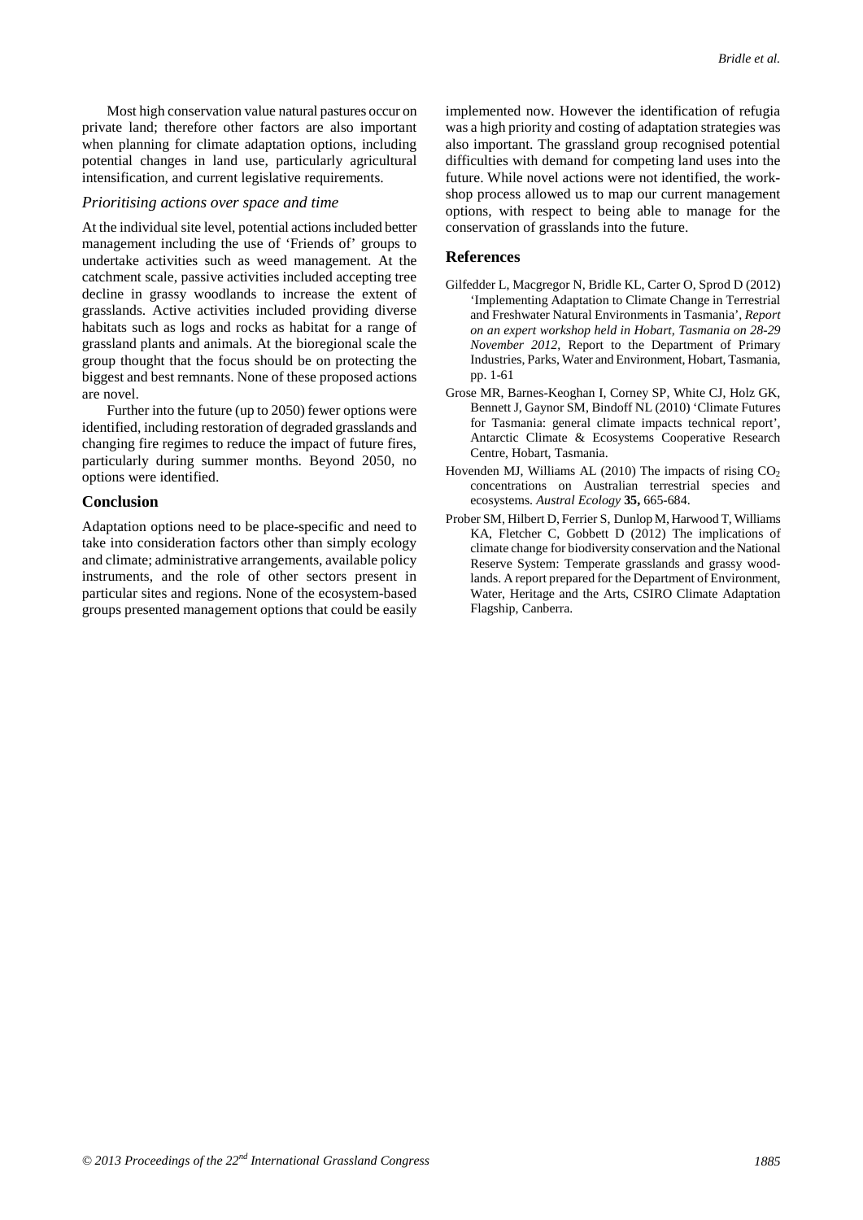Most high conservation value natural pastures occur on private land; therefore other factors are also important when planning for climate adaptation options, including potential changes in land use, particularly agricultural intensification, and current legislative requirements.

### *Prioritising actions over space and time*

At the individual site level, potential actions included better management including the use of 'Friends of' groups to undertake activities such as weed management. At the catchment scale, passive activities included accepting tree decline in grassy woodlands to increase the extent of grasslands. Active activities included providing diverse habitats such as logs and rocks as habitat for a range of grassland plants and animals. At the bioregional scale the group thought that the focus should be on protecting the biggest and best remnants. None of these proposed actions are novel.

Further into the future (up to 2050) fewer options were identified, including restoration of degraded grasslands and changing fire regimes to reduce the impact of future fires, particularly during summer months. Beyond 2050, no options were identified.

## Conclusion

Adaptation options need to be place-specific and need to take into consideration factors other than simply ecology and climate; administrative arrangements, available policy instruments, and the role of other sectors present in particular sites and regions. None of the ecosystem-based groups presented management options that could be easily implemented now. However the identification of refugia was a high priority and costing of adaptation strategies was also important. The grassland group recognised potential difficulties with demand for competing land uses into the future. While novel actions were not identified, the workshop process allowed us to map our current management options, with respect to being able to manage for the conservation of grasslands into the future.

## References

Gilfedder L, Macgregor N, Bridle KL, Carter O, Sprod D (2012) 'Implementing Adaptation to Climate Change in Terrestrial and Freshwater Natural Environments in Tasmania', *Report on an expert workshop held in Hobart, Tasmania on 28-29 November 2012*, Report to the Department of Primary Industries, Parks, Water and Environment, Hobart, Tasmania, pp. 1-61

Grose MR, Barnes-Keoghan I, Corney SP, White CJ, Holz GK, Bennett J, Gaynor SM, Bindoff NL (2010) 'Climate Futures for Tasmania: general climate impacts technical report', Antarctic Climate & Ecosystems Cooperative Research Centre, Hobart, Tasmania.

Hovenden MJ, Williams AL (2010) The impacts of rising $CO_2$ concentrations on Australian terrestrial species and ecosystems. *Austral Ecology* **35,** 665-684.

Prober SM, Hilbert D, Ferrier S, Dunlop M, Harwood T, Williams KA, Fletcher C, Gobbett D (2012) The implications of climate change for biodiversity conservation and the National Reserve System: Temperate grasslands and grassy woodlands. A report prepared for the Department of Environment, Water, Heritage and the Arts, CSIRO Climate Adaptation Flagship, Canberra.